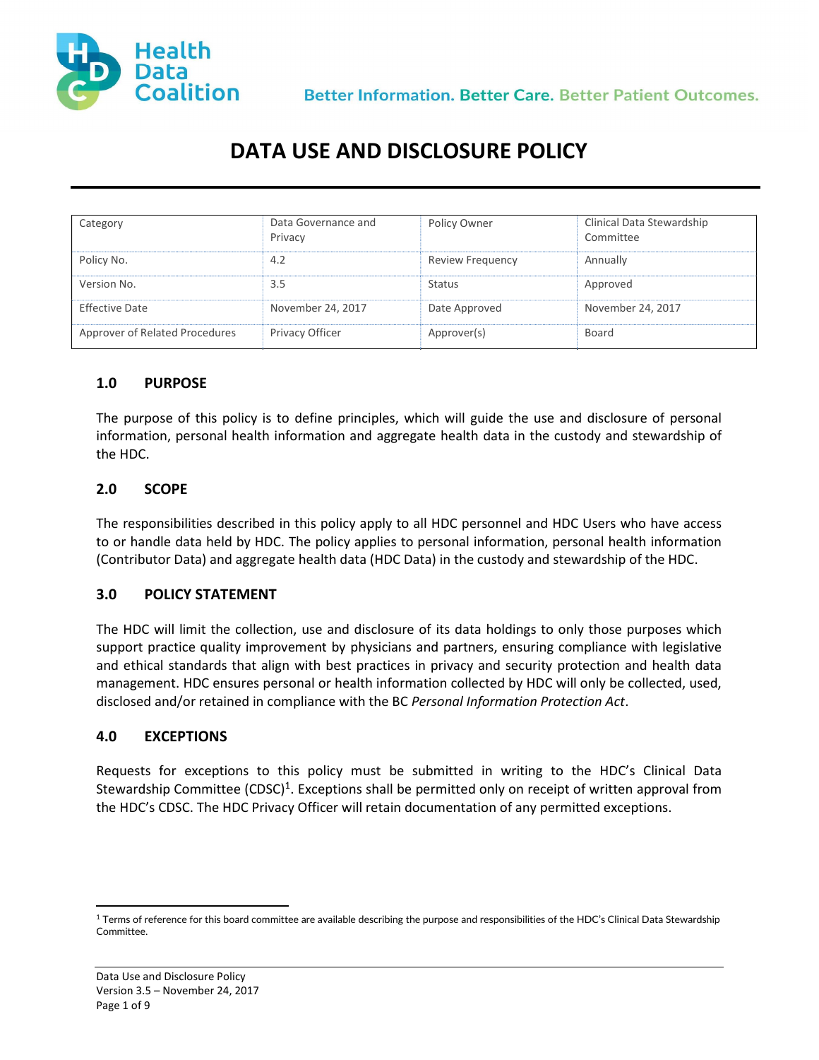Health Data Coalition

Better Information. Better Care. Better Patient Outcomes.

# DATA USE AND DISCLOSURE POLICY

| Category | Data Governance and Privacy | Policy Owner | Clinical Data Stewardship Committee |
|---|---|---|---|
| Policy No. | 4.2 | Review Frequency | Annually |
| Version No. | 3.5 | Status | Approved |
| Effective Date | November 24, 2017 | Date Approved | November 24, 2017 |
| Approver of Related Procedures | Privacy Officer | Approver(s) | Board |

## 1.0 PURPOSE

The purpose of this policy is to define principles, which will guide the use and disclosure of personal information, personal health information and aggregate health data in the custody and stewardship of the HDC.

## 2.0 SCOPE

The responsibilities described in this policy apply to all HDC personnel and HDC Users who have access to or handle data held by HDC. The policy applies to personal information, personal health information (Contributor Data) and aggregate health data (HDC Data) in the custody and stewardship of the HDC.

## 3.0 POLICY STATEMENT

The HDC will limit the collection, use and disclosure of its data holdings to only those purposes which support practice quality improvement by physicians and partners, ensuring compliance with legislative and ethical standards that align with best practices in privacy and security protection and health data management. HDC ensures personal or health information collected by HDC will only be collected, used, disclosed and/or retained in compliance with the BC *Personal Information Protection Act*.

## 4.0 EXCEPTIONS

Requests for exceptions to this policy must be submitted in writing to the HDC's Clinical Data Stewardship Committee (CDSC)[1]. Exceptions shall be permitted only on receipt of written approval from the HDC's CDSC. The HDC Privacy Officer will retain documentation of any permitted exceptions.

[1] Terms of reference for this board committee are available describing the purpose and responsibilities of the HDC's Clinical Data Stewardship Committee.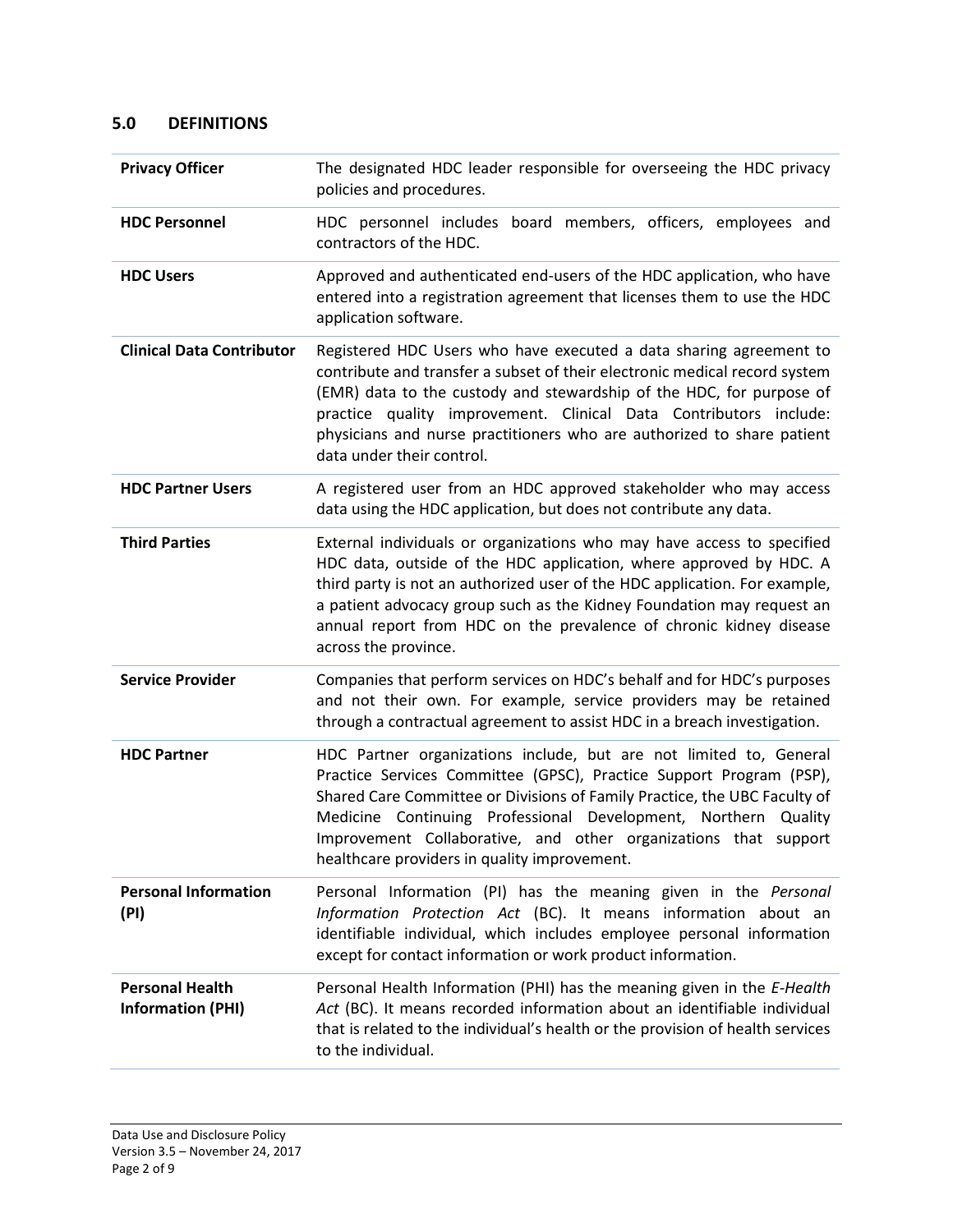## 5.0 DEFINITIONS

| | |
|---|---|
| **Privacy Officer** | The designated HDC leader responsible for overseeing the HDC privacy policies and procedures. |
| **HDC Personnel** | HDC personnel includes board members, officers, employees and contractors of the HDC. |
| **HDC Users** | Approved and authenticated end-users of the HDC application, who have entered into a registration agreement that licenses them to use the HDC application software. |
| **Clinical Data Contributor** | Registered HDC Users who have executed a data sharing agreement to contribute and transfer a subset of their electronic medical record system (EMR) data to the custody and stewardship of the HDC, for purpose of practice quality improvement. Clinical Data Contributors include: physicians and nurse practitioners who are authorized to share patient data under their control. |
| **HDC Partner Users** | A registered user from an HDC approved stakeholder who may access data using the HDC application, but does not contribute any data. |
| **Third Parties** | External individuals or organizations who may have access to specified HDC data, outside of the HDC application, where approved by HDC. A third party is not an authorized user of the HDC application. For example, a patient advocacy group such as the Kidney Foundation may request an annual report from HDC on the prevalence of chronic kidney disease across the province. |
| **Service Provider** | Companies that perform services on HDC's behalf and for HDC's purposes and not their own. For example, service providers may be retained through a contractual agreement to assist HDC in a breach investigation. |
| **HDC Partner** | HDC Partner organizations include, but are not limited to, General Practice Services Committee (GPSC), Practice Support Program (PSP), Shared Care Committee or Divisions of Family Practice, the UBC Faculty of Medicine Continuing Professional Development, Northern Quality Improvement Collaborative, and other organizations that support healthcare providers in quality improvement. |
| **Personal Information (PI)** | Personal Information (PI) has the meaning given in the *Personal Information Protection Act* (BC). It means information about an identifiable individual, which includes employee personal information except for contact information or work product information. |
| **Personal Health Information (PHI)** | Personal Health Information (PHI) has the meaning given in the *E-Health Act* (BC). It means recorded information about an identifiable individual that is related to the individual's health or the provision of health services to the individual. |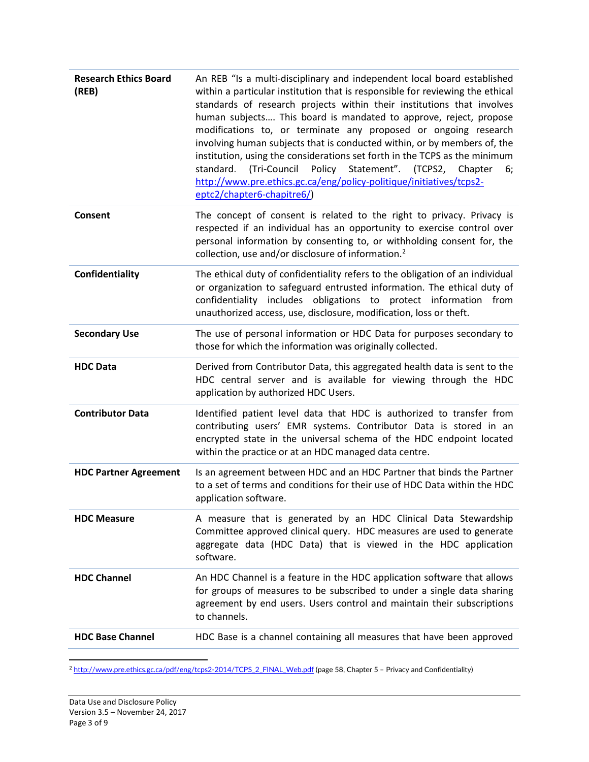| | |
|---|---|
| **Research Ethics Board (REB)** | An REB "Is a multi-disciplinary and independent local board established within a particular institution that is responsible for reviewing the ethical standards of research projects within their institutions that involves human subjects…. This board is mandated to approve, reject, propose modifications to, or terminate any proposed or ongoing research involving human subjects that is conducted within, or by members of, the institution, using the considerations set forth in the TCPS as the minimum standard. (Tri-Council Policy Statement". (TCPS2, Chapter 6; http://www.pre.ethics.gc.ca/eng/policy-politique/initiatives/tcps2-eptc2/chapter6-chapitre6/) |
| **Consent** | The concept of consent is related to the right to privacy. Privacy is respected if an individual has an opportunity to exercise control over personal information by consenting to, or withholding consent for, the collection, use and/or disclosure of information.[2] |
| **Confidentiality** | The ethical duty of confidentiality refers to the obligation of an individual or organization to safeguard entrusted information. The ethical duty of confidentiality includes obligations to protect information from unauthorized access, use, disclosure, modification, loss or theft. |
| **Secondary Use** | The use of personal information or HDC Data for purposes secondary to those for which the information was originally collected. |
| **HDC Data** | Derived from Contributor Data, this aggregated health data is sent to the HDC central server and is available for viewing through the HDC application by authorized HDC Users. |
| **Contributor Data** | Identified patient level data that HDC is authorized to transfer from contributing users' EMR systems. Contributor Data is stored in an encrypted state in the universal schema of the HDC endpoint located within the practice or at an HDC managed data centre. |
| **HDC Partner Agreement** | Is an agreement between HDC and an HDC Partner that binds the Partner to a set of terms and conditions for their use of HDC Data within the HDC application software. |
| **HDC Measure** | A measure that is generated by an HDC Clinical Data Stewardship Committee approved clinical query. HDC measures are used to generate aggregate data (HDC Data) that is viewed in the HDC application software. |
| **HDC Channel** | An HDC Channel is a feature in the HDC application software that allows for groups of measures to be subscribed to under a single data sharing agreement by end users. Users control and maintain their subscriptions to channels. |
| **HDC Base Channel** | HDC Base is a channel containing all measures that have been approved |

[2] http://www.pre.ethics.gc.ca/pdf/eng/tcps2-2014/TCPS_2_FINAL_Web.pdf (page 58, Chapter 5 – Privacy and Confidentiality)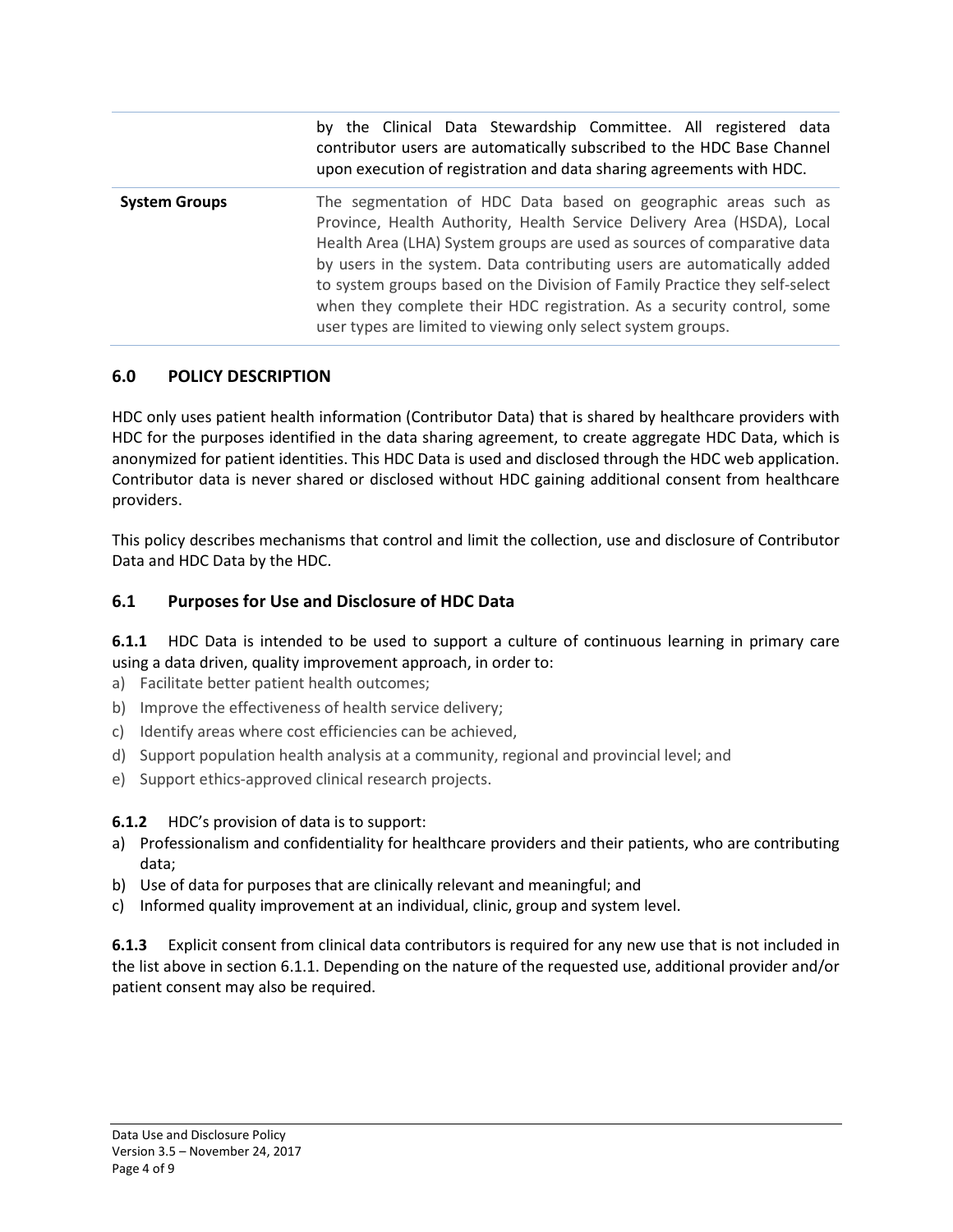| | |
|---|---|
| | by the Clinical Data Stewardship Committee. All registered data contributor users are automatically subscribed to the HDC Base Channel upon execution of registration and data sharing agreements with HDC. |
| **System Groups** | The segmentation of HDC Data based on geographic areas such as Province, Health Authority, Health Service Delivery Area (HSDA), Local Health Area (LHA) System groups are used as sources of comparative data by users in the system. Data contributing users are automatically added to system groups based on the Division of Family Practice they self-select when they complete their HDC registration. As a security control, some user types are limited to viewing only select system groups. |

## 6.0 POLICY DESCRIPTION

HDC only uses patient health information (Contributor Data) that is shared by healthcare providers with HDC for the purposes identified in the data sharing agreement, to create aggregate HDC Data, which is anonymized for patient identities. This HDC Data is used and disclosed through the HDC web application. Contributor data is never shared or disclosed without HDC gaining additional consent from healthcare providers.

This policy describes mechanisms that control and limit the collection, use and disclosure of Contributor Data and HDC Data by the HDC.

### 6.1 Purposes for Use and Disclosure of HDC Data

**6.1.1** HDC Data is intended to be used to support a culture of continuous learning in primary care using a data driven, quality improvement approach, in order to:

a) Facilitate better patient health outcomes;
b) Improve the effectiveness of health service delivery;
c) Identify areas where cost efficiencies can be achieved,
d) Support population health analysis at a community, regional and provincial level; and
e) Support ethics-approved clinical research projects.

**6.1.2** HDC's provision of data is to support:

a) Professionalism and confidentiality for healthcare providers and their patients, who are contributing data;
b) Use of data for purposes that are clinically relevant and meaningful; and
c) Informed quality improvement at an individual, clinic, group and system level.

**6.1.3** Explicit consent from clinical data contributors is required for any new use that is not included in the list above in section 6.1.1. Depending on the nature of the requested use, additional provider and/or patient consent may also be required.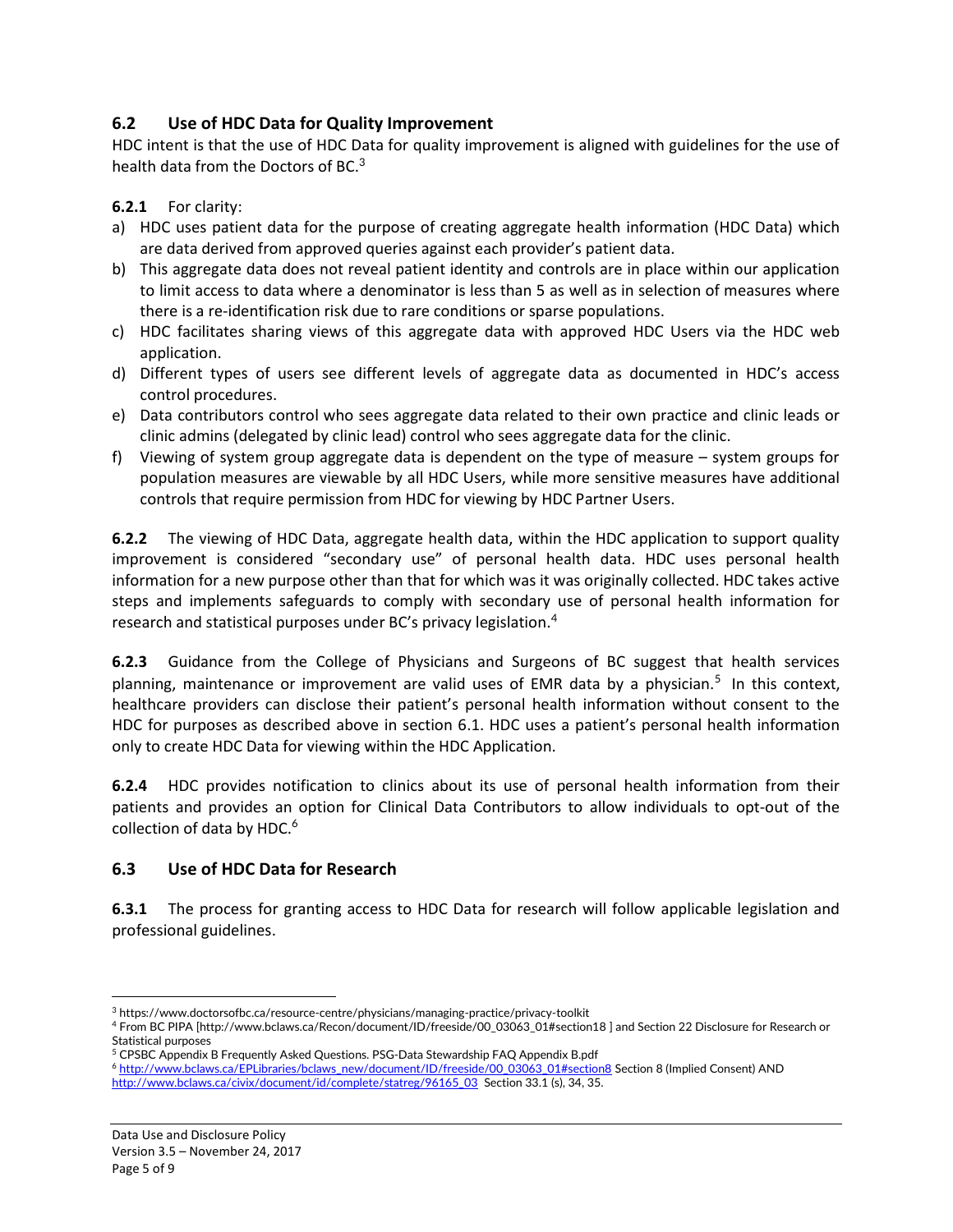## 6.2 Use of HDC Data for Quality Improvement

HDC intent is that the use of HDC Data for quality improvement is aligned with guidelines for the use of health data from the Doctors of BC.[3]

**6.2.1** For clarity:

a) HDC uses patient data for the purpose of creating aggregate health information (HDC Data) which are data derived from approved queries against each provider's patient data.
b) This aggregate data does not reveal patient identity and controls are in place within our application to limit access to data where a denominator is less than 5 as well as in selection of measures where there is a re-identification risk due to rare conditions or sparse populations.
c) HDC facilitates sharing views of this aggregate data with approved HDC Users via the HDC web application.
d) Different types of users see different levels of aggregate data as documented in HDC's access control procedures.
e) Data contributors control who sees aggregate data related to their own practice and clinic leads or clinic admins (delegated by clinic lead) control who sees aggregate data for the clinic.
f) Viewing of system group aggregate data is dependent on the type of measure – system groups for population measures are viewable by all HDC Users, while more sensitive measures have additional controls that require permission from HDC for viewing by HDC Partner Users.

**6.2.2** The viewing of HDC Data, aggregate health data, within the HDC application to support quality improvement is considered "secondary use" of personal health data. HDC uses personal health information for a new purpose other than that for which was it was originally collected. HDC takes active steps and implements safeguards to comply with secondary use of personal health information for research and statistical purposes under BC's privacy legislation.[4]

**6.2.3** Guidance from the College of Physicians and Surgeons of BC suggest that health services planning, maintenance or improvement are valid uses of EMR data by a physician.[5] In this context, healthcare providers can disclose their patient's personal health information without consent to the HDC for purposes as described above in section 6.1. HDC uses a patient's personal health information only to create HDC Data for viewing within the HDC Application.

**6.2.4** HDC provides notification to clinics about its use of personal health information from their patients and provides an option for Clinical Data Contributors to allow individuals to opt-out of the collection of data by HDC.[6]

## 6.3 Use of HDC Data for Research

**6.3.1** The process for granting access to HDC Data for research will follow applicable legislation and professional guidelines.

---

[3] https://www.doctorsofbc.ca/resource-centre/physicians/managing-practice/privacy-toolkit

[4] From BC PIPA [http://www.bclaws.ca/Recon/document/ID/freeside/00_03063_01#section18 ] and Section 22 Disclosure for Research or Statistical purposes

[5] CPSBC Appendix B Frequently Asked Questions. PSG-Data Stewardship FAQ Appendix B.pdf

[6] http://www.bclaws.ca/EPLibraries/bclaws_new/document/ID/freeside/00_03063_01#section8 Section 8 (Implied Consent) AND http://www.bclaws.ca/civix/document/id/complete/statreg/96165_03 Section 33.1 (s), 34, 35.

Data Use and Disclosure Policy
Version 3.5 – November 24, 2017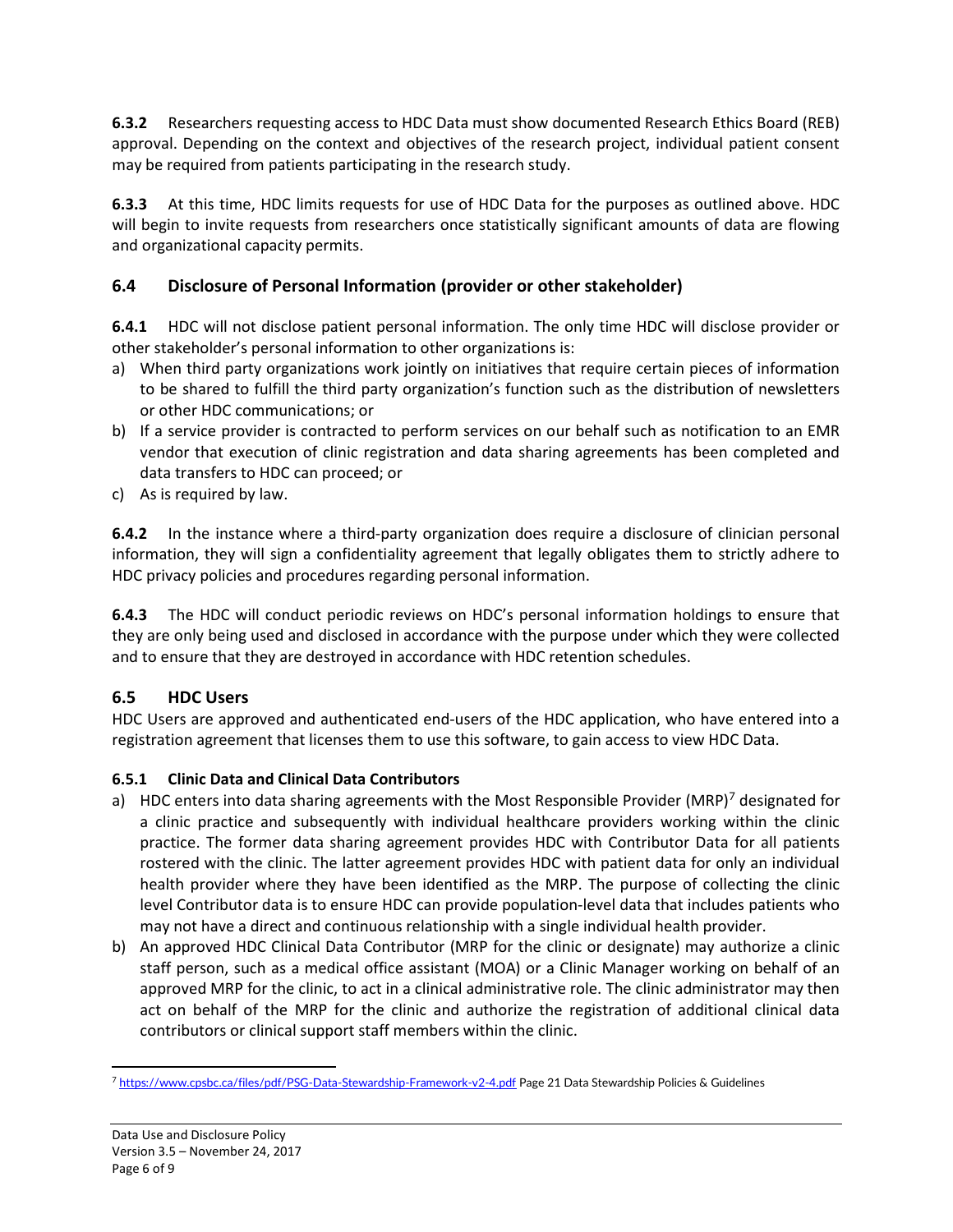**6.3.2** Researchers requesting access to HDC Data must show documented Research Ethics Board (REB) approval. Depending on the context and objectives of the research project, individual patient consent may be required from patients participating in the research study.

**6.3.3** At this time, HDC limits requests for use of HDC Data for the purposes as outlined above. HDC will begin to invite requests from researchers once statistically significant amounts of data are flowing and organizational capacity permits.

## 6.4 Disclosure of Personal Information (provider or other stakeholder)

**6.4.1** HDC will not disclose patient personal information. The only time HDC will disclose provider or other stakeholder's personal information to other organizations is:

a) When third party organizations work jointly on initiatives that require certain pieces of information to be shared to fulfill the third party organization's function such as the distribution of newsletters or other HDC communications; or
b) If a service provider is contracted to perform services on our behalf such as notification to an EMR vendor that execution of clinic registration and data sharing agreements has been completed and data transfers to HDC can proceed; or
c) As is required by law.

**6.4.2** In the instance where a third-party organization does require a disclosure of clinician personal information, they will sign a confidentiality agreement that legally obligates them to strictly adhere to HDC privacy policies and procedures regarding personal information.

**6.4.3** The HDC will conduct periodic reviews on HDC's personal information holdings to ensure that they are only being used and disclosed in accordance with the purpose under which they were collected and to ensure that they are destroyed in accordance with HDC retention schedules.

## 6.5 HDC Users

HDC Users are approved and authenticated end-users of the HDC application, who have entered into a registration agreement that licenses them to use this software, to gain access to view HDC Data.

### 6.5.1 Clinic Data and Clinical Data Contributors

a) HDC enters into data sharing agreements with the Most Responsible Provider (MRP)[7] designated for a clinic practice and subsequently with individual healthcare providers working within the clinic practice. The former data sharing agreement provides HDC with Contributor Data for all patients rostered with the clinic. The latter agreement provides HDC with patient data for only an individual health provider where they have been identified as the MRP. The purpose of collecting the clinic level Contributor data is to ensure HDC can provide population-level data that includes patients who may not have a direct and continuous relationship with a single individual health provider.
b) An approved HDC Clinical Data Contributor (MRP for the clinic or designate) may authorize a clinic staff person, such as a medical office assistant (MOA) or a Clinic Manager working on behalf of an approved MRP for the clinic, to act in a clinical administrative role. The clinic administrator may then act on behalf of the MRP for the clinic and authorize the registration of additional clinical data contributors or clinical support staff members within the clinic.

---

[7] https://www.cpsbc.ca/files/pdf/PSG-Data-Stewardship-Framework-v2-4.pdf Page 21 Data Stewardship Policies & Guidelines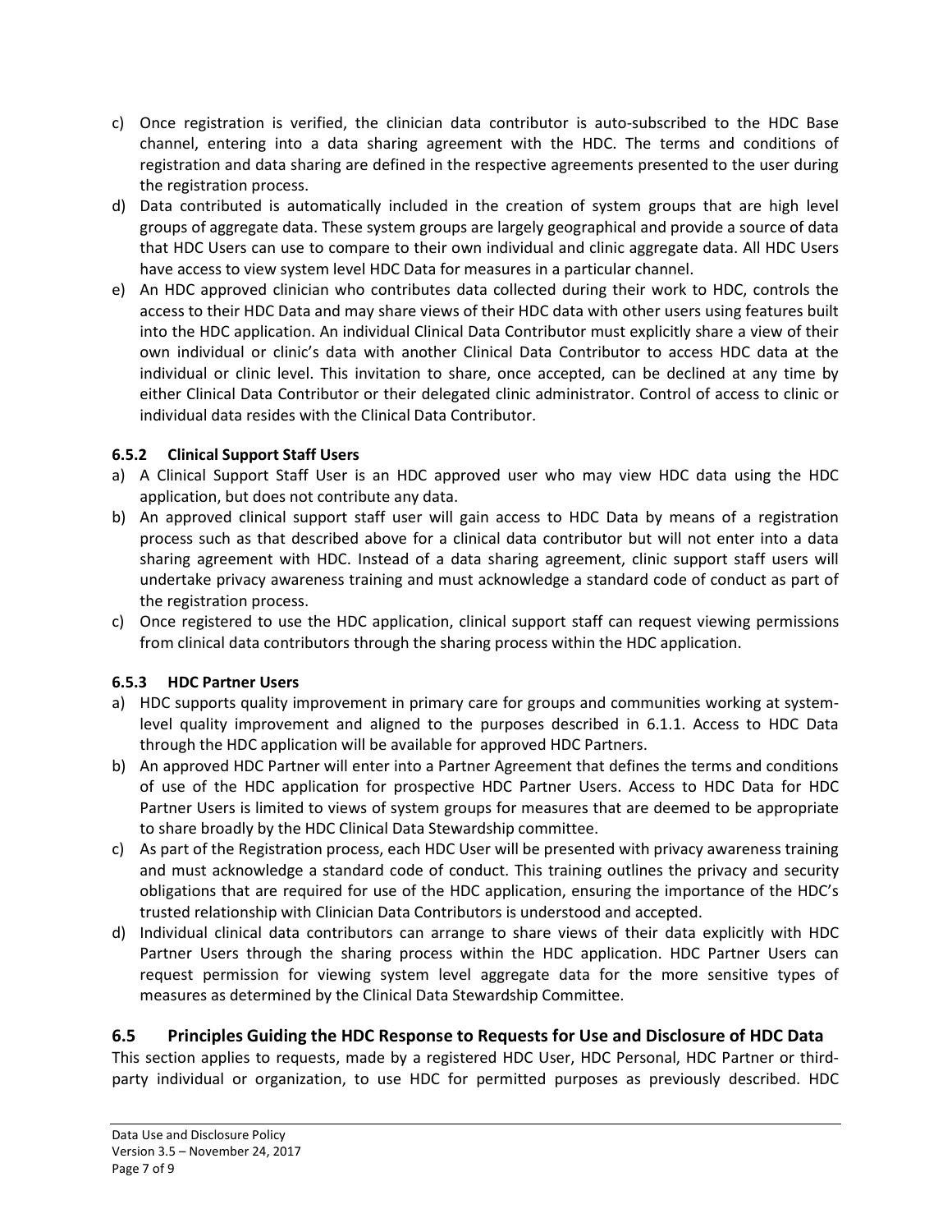c) Once registration is verified, the clinician data contributor is auto-subscribed to the HDC Base channel, entering into a data sharing agreement with the HDC. The terms and conditions of registration and data sharing are defined in the respective agreements presented to the user during the registration process.
d) Data contributed is automatically included in the creation of system groups that are high level groups of aggregate data. These system groups are largely geographical and provide a source of data that HDC Users can use to compare to their own individual and clinic aggregate data. All HDC Users have access to view system level HDC Data for measures in a particular channel.
e) An HDC approved clinician who contributes data collected during their work to HDC, controls the access to their HDC Data and may share views of their HDC data with other users using features built into the HDC application. An individual Clinical Data Contributor must explicitly share a view of their own individual or clinic's data with another Clinical Data Contributor to access HDC data at the individual or clinic level. This invitation to share, once accepted, can be declined at any time by either Clinical Data Contributor or their delegated clinic administrator. Control of access to clinic or individual data resides with the Clinical Data Contributor.

### 6.5.2 Clinical Support Staff Users

a) A Clinical Support Staff User is an HDC approved user who may view HDC data using the HDC application, but does not contribute any data.
b) An approved clinical support staff user will gain access to HDC Data by means of a registration process such as that described above for a clinical data contributor but will not enter into a data sharing agreement with HDC. Instead of a data sharing agreement, clinic support staff users will undertake privacy awareness training and must acknowledge a standard code of conduct as part of the registration process.
c) Once registered to use the HDC application, clinical support staff can request viewing permissions from clinical data contributors through the sharing process within the HDC application.

### 6.5.3 HDC Partner Users

a) HDC supports quality improvement in primary care for groups and communities working at system-level quality improvement and aligned to the purposes described in 6.1.1. Access to HDC Data through the HDC application will be available for approved HDC Partners.
b) An approved HDC Partner will enter into a Partner Agreement that defines the terms and conditions of use of the HDC application for prospective HDC Partner Users. Access to HDC Data for HDC Partner Users is limited to views of system groups for measures that are deemed to be appropriate to share broadly by the HDC Clinical Data Stewardship committee.
c) As part of the Registration process, each HDC User will be presented with privacy awareness training and must acknowledge a standard code of conduct. This training outlines the privacy and security obligations that are required for use of the HDC application, ensuring the importance of the HDC's trusted relationship with Clinician Data Contributors is understood and accepted.
d) Individual clinical data contributors can arrange to share views of their data explicitly with HDC Partner Users through the sharing process within the HDC application. HDC Partner Users can request permission for viewing system level aggregate data for the more sensitive types of measures as determined by the Clinical Data Stewardship Committee.

## 6.5 Principles Guiding the HDC Response to Requests for Use and Disclosure of HDC Data

This section applies to requests, made by a registered HDC User, HDC Personal, HDC Partner or third-party individual or organization, to use HDC for permitted purposes as previously described. HDC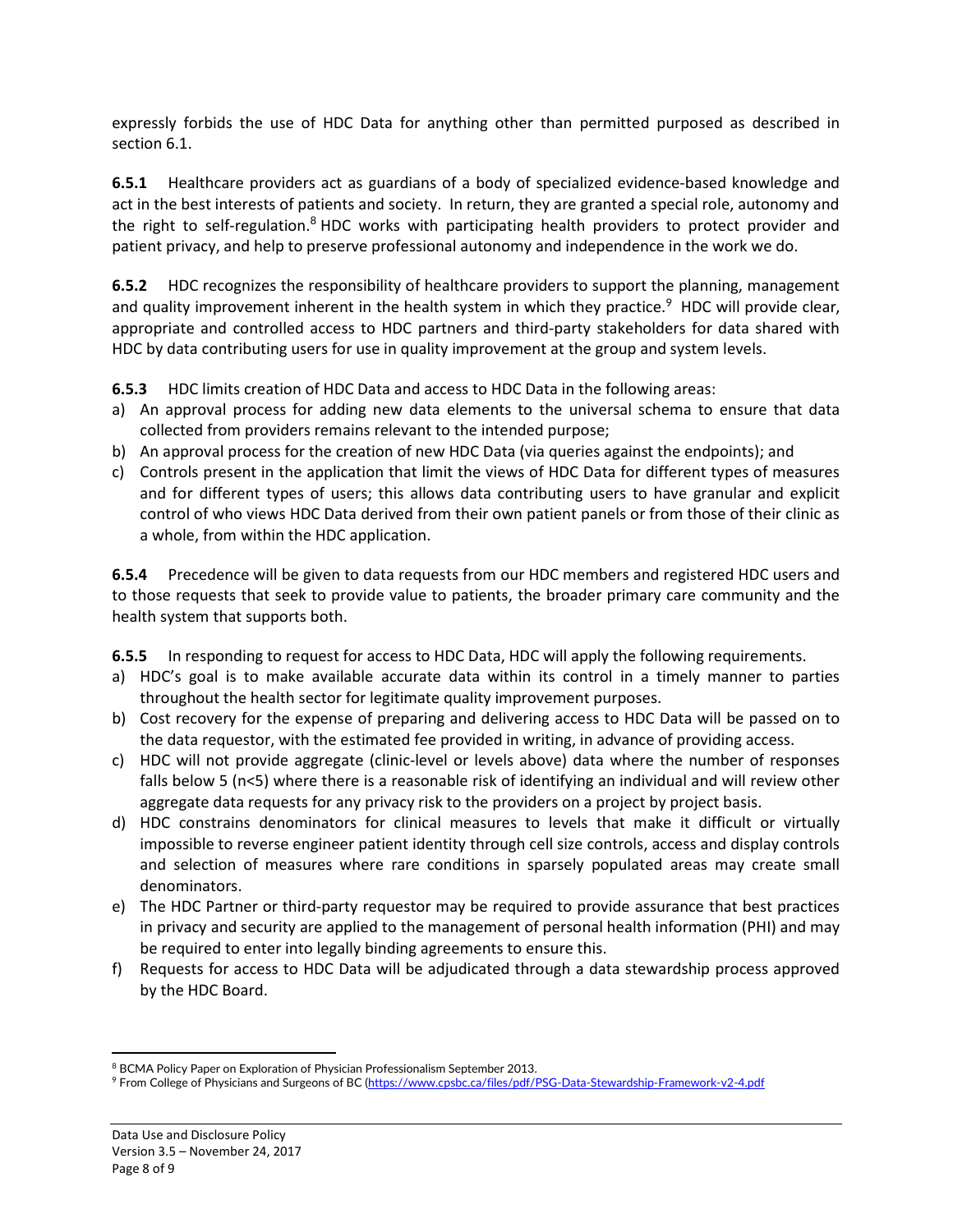expressly forbids the use of HDC Data for anything other than permitted purposed as described in section 6.1.

**6.5.1** Healthcare providers act as guardians of a body of specialized evidence-based knowledge and act in the best interests of patients and society. In return, they are granted a special role, autonomy and the right to self-regulation.[8] HDC works with participating health providers to protect provider and patient privacy, and help to preserve professional autonomy and independence in the work we do.

**6.5.2** HDC recognizes the responsibility of healthcare providers to support the planning, management and quality improvement inherent in the health system in which they practice.[9] HDC will provide clear, appropriate and controlled access to HDC partners and third-party stakeholders for data shared with HDC by data contributing users for use in quality improvement at the group and system levels.

**6.5.3** HDC limits creation of HDC Data and access to HDC Data in the following areas:

a) An approval process for adding new data elements to the universal schema to ensure that data collected from providers remains relevant to the intended purpose;
b) An approval process for the creation of new HDC Data (via queries against the endpoints); and
c) Controls present in the application that limit the views of HDC Data for different types of measures and for different types of users; this allows data contributing users to have granular and explicit control of who views HDC Data derived from their own patient panels or from those of their clinic as a whole, from within the HDC application.

**6.5.4** Precedence will be given to data requests from our HDC members and registered HDC users and to those requests that seek to provide value to patients, the broader primary care community and the health system that supports both.

**6.5.5** In responding to request for access to HDC Data, HDC will apply the following requirements.

a) HDC's goal is to make available accurate data within its control in a timely manner to parties throughout the health sector for legitimate quality improvement purposes.
b) Cost recovery for the expense of preparing and delivering access to HDC Data will be passed on to the data requestor, with the estimated fee provided in writing, in advance of providing access.
c) HDC will not provide aggregate (clinic-level or levels above) data where the number of responses falls below 5 ($n<5$) where there is a reasonable risk of identifying an individual and will review other aggregate data requests for any privacy risk to the providers on a project by project basis.
d) HDC constrains denominators for clinical measures to levels that make it difficult or virtually impossible to reverse engineer patient identity through cell size controls, access and display controls and selection of measures where rare conditions in sparsely populated areas may create small denominators.
e) The HDC Partner or third-party requestor may be required to provide assurance that best practices in privacy and security are applied to the management of personal health information (PHI) and may be required to enter into legally binding agreements to ensure this.
f) Requests for access to HDC Data will be adjudicated through a data stewardship process approved by the HDC Board.

---

[8] BCMA Policy Paper on Exploration of Physician Professionalism September 2013.

[9] From College of Physicians and Surgeons of BC (https://www.cpsbc.ca/files/pdf/PSG-Data-Stewardship-Framework-v2-4.pdf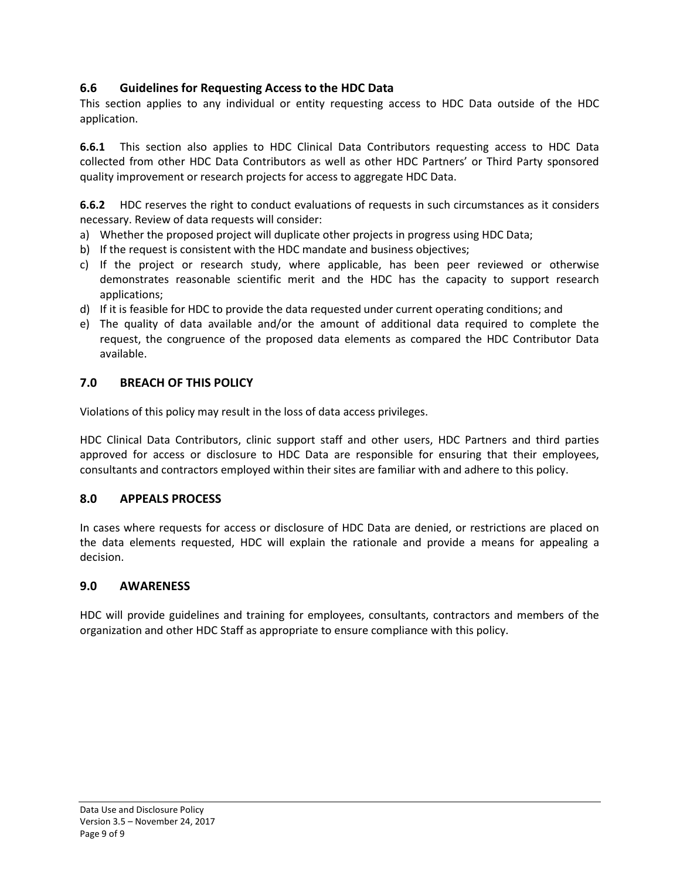## 6.6 Guidelines for Requesting Access to the HDC Data

This section applies to any individual or entity requesting access to HDC Data outside of the HDC application.

**6.6.1** This section also applies to HDC Clinical Data Contributors requesting access to HDC Data collected from other HDC Data Contributors as well as other HDC Partners' or Third Party sponsored quality improvement or research projects for access to aggregate HDC Data.

**6.6.2** HDC reserves the right to conduct evaluations of requests in such circumstances as it considers necessary. Review of data requests will consider:

a) Whether the proposed project will duplicate other projects in progress using HDC Data;
b) If the request is consistent with the HDC mandate and business objectives;
c) If the project or research study, where applicable, has been peer reviewed or otherwise demonstrates reasonable scientific merit and the HDC has the capacity to support research applications;
d) If it is feasible for HDC to provide the data requested under current operating conditions; and
e) The quality of data available and/or the amount of additional data required to complete the request, the congruence of the proposed data elements as compared the HDC Contributor Data available.

## 7.0 BREACH OF THIS POLICY

Violations of this policy may result in the loss of data access privileges.

HDC Clinical Data Contributors, clinic support staff and other users, HDC Partners and third parties approved for access or disclosure to HDC Data are responsible for ensuring that their employees, consultants and contractors employed within their sites are familiar with and adhere to this policy.

## 8.0 APPEALS PROCESS

In cases where requests for access or disclosure of HDC Data are denied, or restrictions are placed on the data elements requested, HDC will explain the rationale and provide a means for appealing a decision.

## 9.0 AWARENESS

HDC will provide guidelines and training for employees, consultants, contractors and members of the organization and other HDC Staff as appropriate to ensure compliance with this policy.